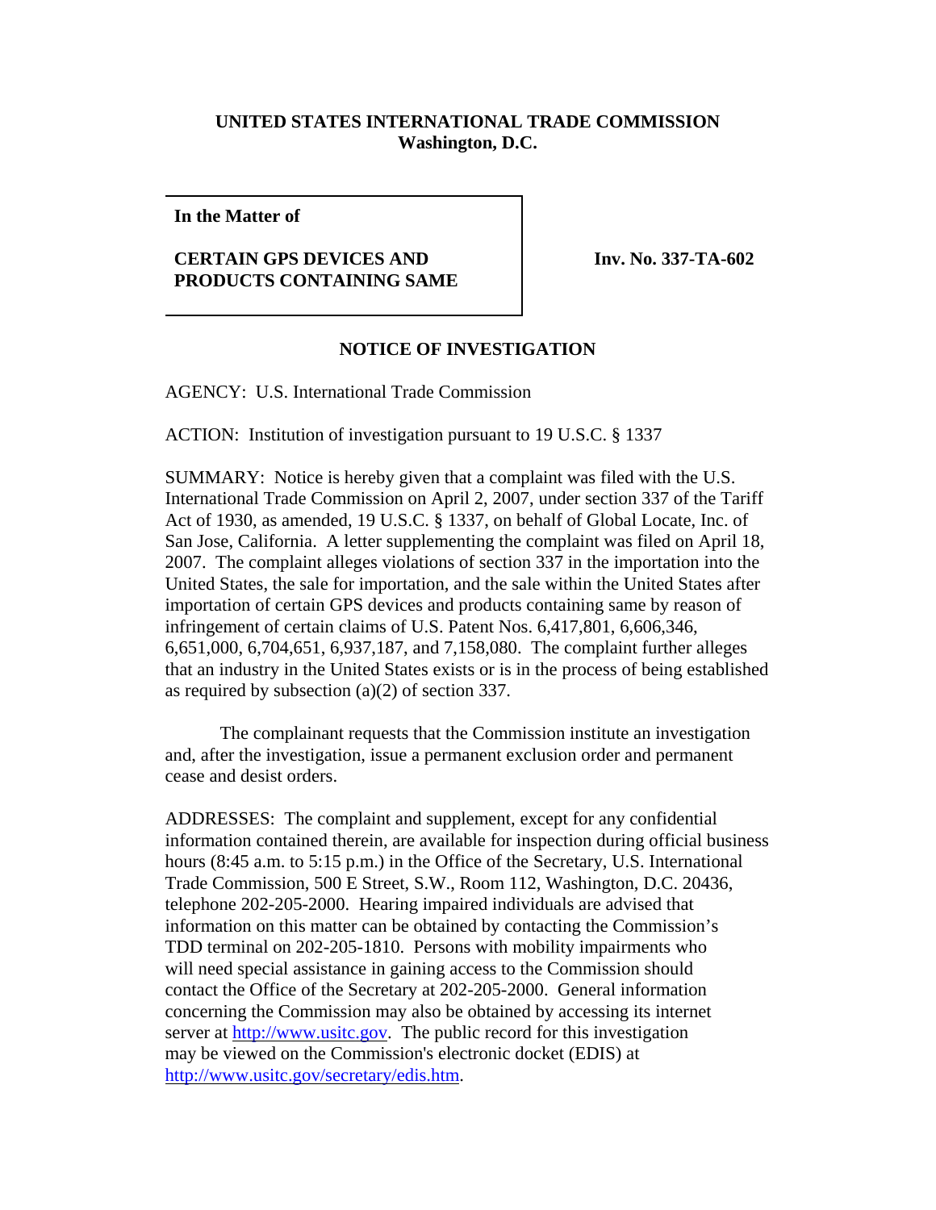**UNITED STATES INTERNATIONAL TRADE COMMISSION**
**Washington, D.C.**

| **In the Matter of**<br><br>**CERTAIN GPS DEVICES AND PRODUCTS CONTAINING SAME** | **Inv. No. 337-TA-602** |
|---|---|

## NOTICE OF INVESTIGATION

AGENCY: U.S. International Trade Commission

ACTION: Institution of investigation pursuant to 19 U.S.C. § 1337

SUMMARY: Notice is hereby given that a complaint was filed with the U.S. International Trade Commission on April 2, 2007, under section 337 of the Tariff Act of 1930, as amended, 19 U.S.C. § 1337, on behalf of Global Locate, Inc. of San Jose, California. A letter supplementing the complaint was filed on April 18, 2007. The complaint alleges violations of section 337 in the importation into the United States, the sale for importation, and the sale within the United States after importation of certain GPS devices and products containing same by reason of infringement of certain claims of U.S. Patent Nos. 6,417,801, 6,606,346, 6,651,000, 6,704,651, 6,937,187, and 7,158,080. The complaint further alleges that an industry in the United States exists or is in the process of being established as required by subsection (a)(2) of section 337.

The complainant requests that the Commission institute an investigation and, after the investigation, issue a permanent exclusion order and permanent cease and desist orders.

ADDRESSES: The complaint and supplement, except for any confidential information contained therein, are available for inspection during official business hours (8:45 a.m. to 5:15 p.m.) in the Office of the Secretary, U.S. International Trade Commission, 500 E Street, S.W., Room 112, Washington, D.C. 20436, telephone 202-205-2000. Hearing impaired individuals are advised that information on this matter can be obtained by contacting the Commission's TDD terminal on 202-205-1810. Persons with mobility impairments who will need special assistance in gaining access to the Commission should contact the Office of the Secretary at 202-205-2000. General information concerning the Commission may also be obtained by accessing its internet server at [http://www.usitc.gov](http://www.usitc.gov). The public record for this investigation may be viewed on the Commission's electronic docket (EDIS) at [http://www.usitc.gov/secretary/edis.htm](http://www.usitc.gov/secretary/edis.htm).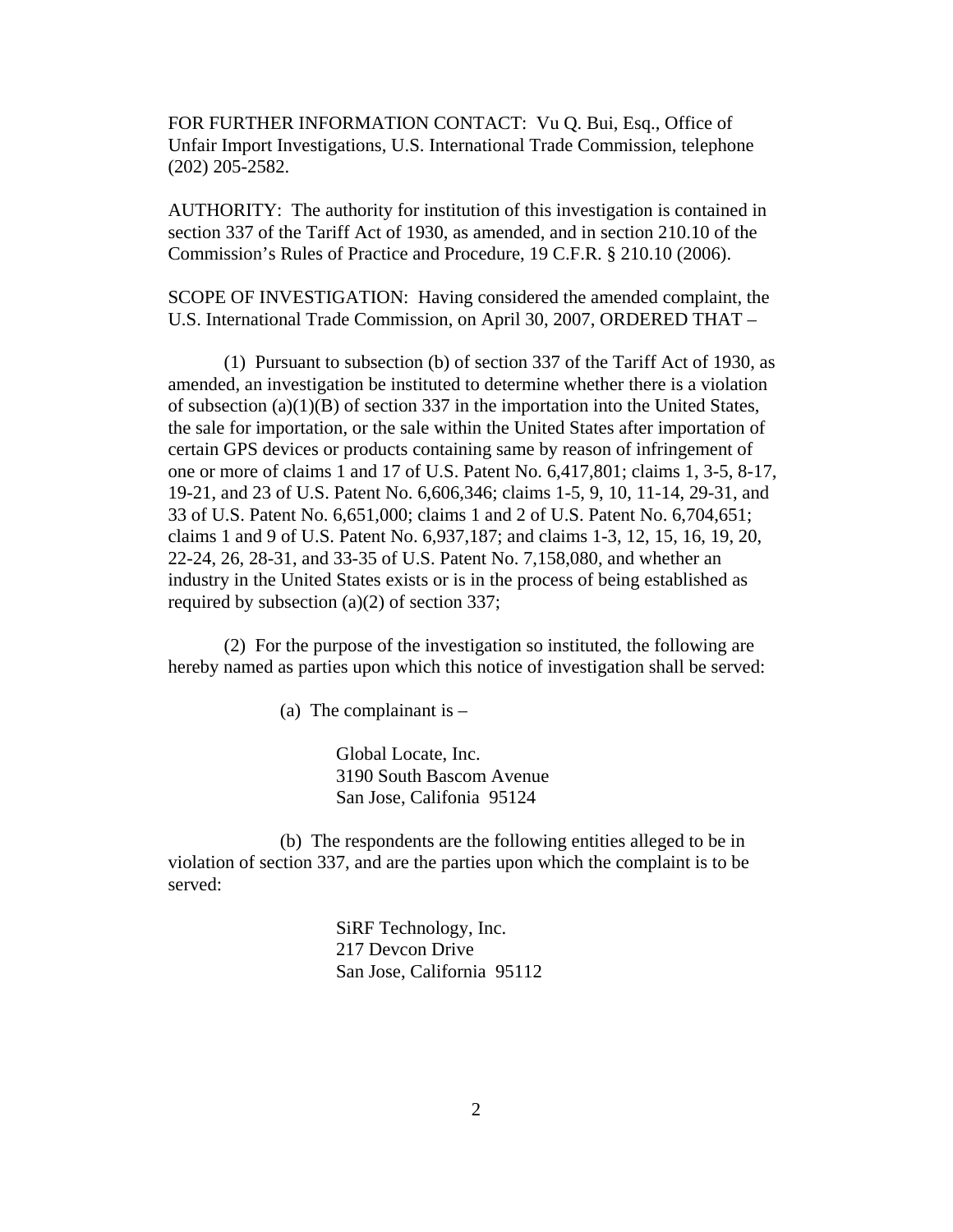FOR FURTHER INFORMATION CONTACT: Vu Q. Bui, Esq., Office of Unfair Import Investigations, U.S. International Trade Commission, telephone (202) 205-2582.

AUTHORITY: The authority for institution of this investigation is contained in section 337 of the Tariff Act of 1930, as amended, and in section 210.10 of the Commission's Rules of Practice and Procedure, 19 C.F.R. § 210.10 (2006).

SCOPE OF INVESTIGATION: Having considered the amended complaint, the U.S. International Trade Commission, on April 30, 2007, ORDERED THAT –

(1) Pursuant to subsection (b) of section 337 of the Tariff Act of 1930, as amended, an investigation be instituted to determine whether there is a violation of subsection (a)(1)(B) of section 337 in the importation into the United States, the sale for importation, or the sale within the United States after importation of certain GPS devices or products containing same by reason of infringement of one or more of claims 1 and 17 of U.S. Patent No. 6,417,801; claims 1, 3-5, 8-17, 19-21, and 23 of U.S. Patent No. 6,606,346; claims 1-5, 9, 10, 11-14, 29-31, and 33 of U.S. Patent No. 6,651,000; claims 1 and 2 of U.S. Patent No. 6,704,651; claims 1 and 9 of U.S. Patent No. 6,937,187; and claims 1-3, 12, 15, 16, 19, 20, 22-24, 26, 28-31, and 33-35 of U.S. Patent No. 7,158,080, and whether an industry in the United States exists or is in the process of being established as required by subsection (a)(2) of section 337;

(2) For the purpose of the investigation so instituted, the following are hereby named as parties upon which this notice of investigation shall be served:

(a) The complainant is –

Global Locate, Inc.
3190 South Bascom Avenue
San Jose, Califonia 95124

(b) The respondents are the following entities alleged to be in violation of section 337, and are the parties upon which the complaint is to be served:

SiRF Technology, Inc.
217 Devcon Drive
San Jose, California 95112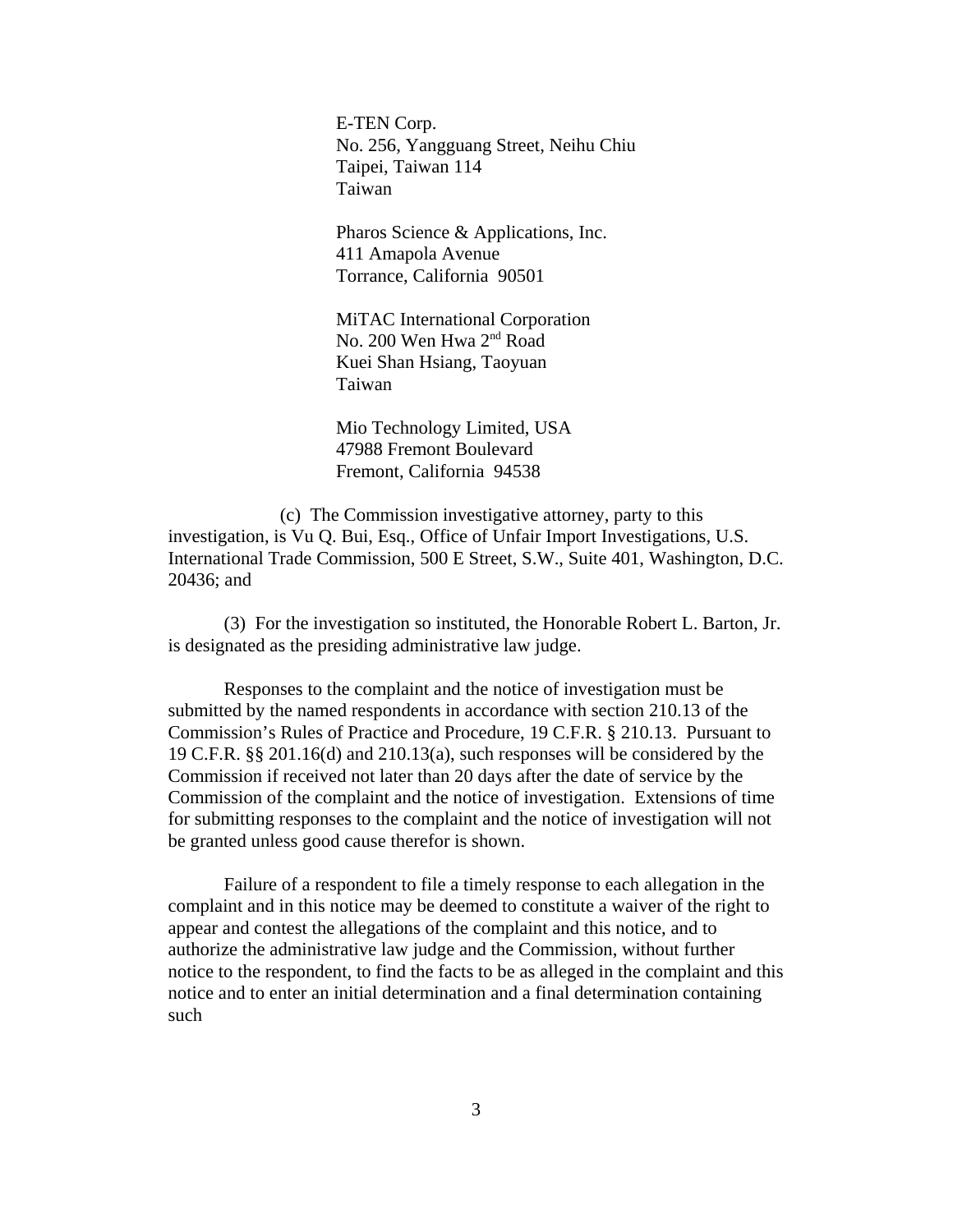E-TEN Corp.
No. 256, Yangguang Street, Neihu Chiu
Taipei, Taiwan 114
Taiwan

Pharos Science & Applications, Inc.
411 Amapola Avenue
Torrance, California 90501

MiTAC International Corporation
No. 200 Wen Hwa 2nd Road
Kuei Shan Hsiang, Taoyuan
Taiwan

Mio Technology Limited, USA
47988 Fremont Boulevard
Fremont, California 94538

(c) The Commission investigative attorney, party to this investigation, is Vu Q. Bui, Esq., Office of Unfair Import Investigations, U.S. International Trade Commission, 500 E Street, S.W., Suite 401, Washington, D.C. 20436; and

(3) For the investigation so instituted, the Honorable Robert L. Barton, Jr. is designated as the presiding administrative law judge.

Responses to the complaint and the notice of investigation must be submitted by the named respondents in accordance with section 210.13 of the Commission's Rules of Practice and Procedure, 19 C.F.R. § 210.13. Pursuant to 19 C.F.R. §§ 201.16(d) and 210.13(a), such responses will be considered by the Commission if received not later than 20 days after the date of service by the Commission of the complaint and the notice of investigation. Extensions of time for submitting responses to the complaint and the notice of investigation will not be granted unless good cause therefor is shown.

Failure of a respondent to file a timely response to each allegation in the complaint and in this notice may be deemed to constitute a waiver of the right to appear and contest the allegations of the complaint and this notice, and to authorize the administrative law judge and the Commission, without further notice to the respondent, to find the facts to be as alleged in the complaint and this notice and to enter an initial determination and a final determination containing such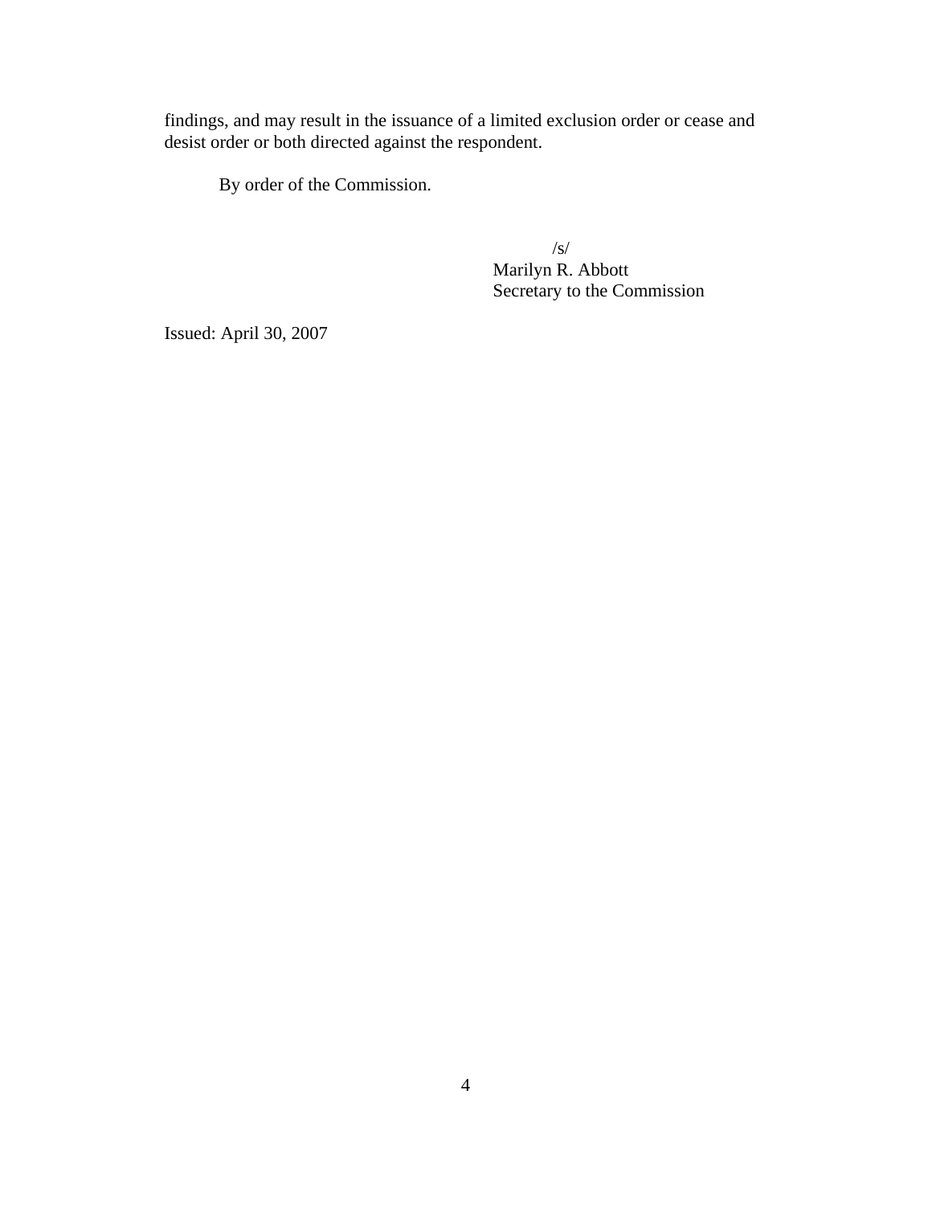findings, and may result in the issuance of a limited exclusion order or cease and desist order or both directed against the respondent.

By order of the Commission.

/s/
Marilyn R. Abbott
Secretary to the Commission

Issued: April 30, 2007